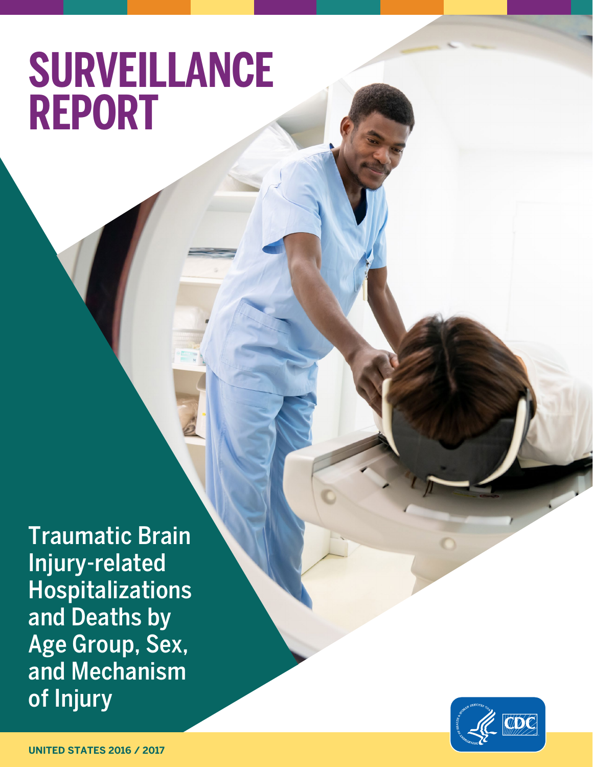# SURVEILLANCE REPORT

## Traumatic Brain Injury-related Hospitalizations and Deaths by Age Group, Sex, and Mechanism of Injury

**UNITED STATES 2016 / 2017**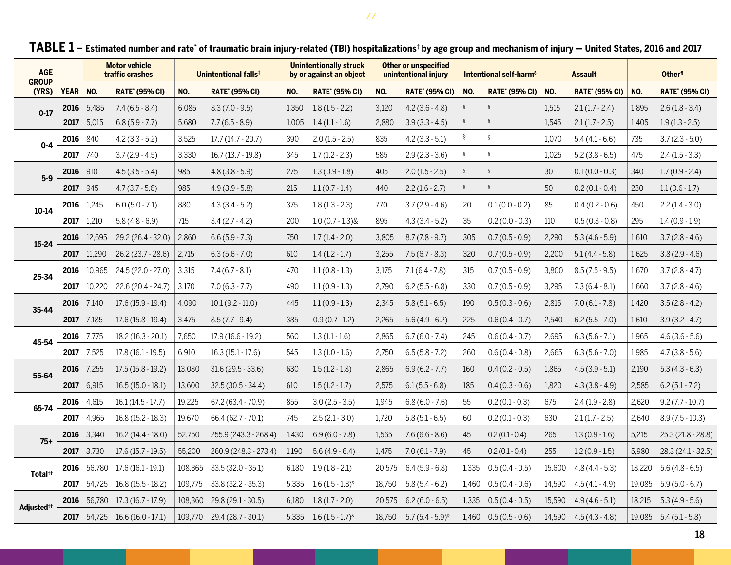**TABLE 1 – Estimated number and rate* of traumatic brain injury-related (TBI) hospitalizations† by age group and mechanism of injury — United States, 2016 and 2017**

| AGE GROUP (YRS) | YEAR | Motor vehicle traffic crashes | | Unintentional falls‡ | | Unintentionally struck by or against an object | | Other or unspecified unintentional injury | | Intentional self-harm§ | | Assault | | Other¶ | |
|---|---|---|---|---|---|---|---|---|---|---|---|---|---|---|---|
| | | NO. | RATE* (95% CI) | NO. | RATE* (95% CI) | NO. | RATE* (95% CI) | NO. | RATE* (95% CI) | NO. | RATE* (95% CI) | NO. | RATE* (95% CI) | NO. | RATE* (95% CI) |
| 0-17 | 2016 | 5,485 | 7.4 (6.5 - 8.4) | 6,085 | 8.3 (7.0 - 9.5) | 1,350 | 1.8 (1.5 - 2.2) | 3,120 | 4.2 (3.6 - 4.8) | § | § | 1,515 | 2.1 (1.7 - 2.4) | 1,895 | 2.6 (1.8 - 3.4) |
| | 2017 | 5,015 | 6.8 (5.9 - 7.7) | 5,680 | 7.7 (6.5 - 8.9) | 1,005 | 1.4 (1.1 - 1.6) | 2,880 | 3.9 (3.3 - 4.5) | § | § | 1,545 | 2.1 (1.7 - 2.5) | 1,405 | 1.9 (1.3 - 2.5) |
| 0-4 | 2016 | 840 | 4.2 (3.3 - 5.2) | 3,525 | 17.7 (14.7 - 20.7) | 390 | 2.0 (1.5 - 2.5) | 835 | 4.2 (3.3 - 5.1) | § | § | 1,070 | 5.4 (4.1 - 6.6) | 735 | 3.7 (2.3 - 5.0) |
| | 2017 | 740 | 3.7 (2.9 - 4.5) | 3,330 | 16.7 (13.7 - 19.8) | 345 | 1.7 (1.2 - 2.3) | 585 | 2.9 (2.3 - 3.6) | § | § | 1,025 | 5.2 (3.8 - 6.5) | 475 | 2.4 (1.5 - 3.3) |
| 5-9 | 2016 | 910 | 4.5 (3.5 - 5.4) | 985 | 4.8 (3.8 - 5.9) | 275 | 1.3 (0.9 - 1.8) | 405 | 2.0 (1.5 - 2.5) | § | § | 30 | 0.1 (0.0 - 0.3) | 340 | 1.7 (0.9 - 2.4) |
| | 2017 | 945 | 4.7 (3.7 - 5.6) | 985 | 4.9 (3.9 - 5.8) | 215 | 1.1 (0.7 - 1.4) | 440 | 2.2 (1.6 - 2.7) | § | § | 50 | 0.2 (0.1 - 0.4) | 230 | 1.1 (0.6 - 1.7) |
| 10-14 | 2016 | 1,245 | 6.0 (5.0 - 7.1) | 880 | 4.3 (3.4 - 5.2) | 375 | 1.8 (1.3 - 2.3) | 770 | 3.7 (2.9 - 4.6) | 20 | 0.1 (0.0 - 0.2) | 85 | 0.4 (0.2 - 0.6) | 450 | 2.2 (1.4 - 3.0) |
| | 2017 | 1,210 | 5.8 (4.8 - 6.9) | 715 | 3.4 (2.7 - 4.2) | 200 | 1.0 (0.7 - 1.3)& | 895 | 4.3 (3.4 - 5.2) | 35 | 0.2 (0.0 - 0.3) | 110 | 0.5 (0.3 - 0.8) | 295 | 1.4 (0.9 - 1.9) |
| 15-24 | 2016 | 12,695 | 29.2 (26.4 - 32.0) | 2,860 | 6.6 (5.9 - 7.3) | 750 | 1.7 (1.4 - 2.0) | 3,805 | 8.7 (7.8 - 9.7) | 305 | 0.7 (0.5 - 0.9) | 2,290 | 5.3 (4.6 - 5.9) | 1,610 | 3.7 (2.8 - 4.6) |
| | 2017 | 11,290 | 26.2 (23.7 - 28.6) | 2,715 | 6.3 (5.6 - 7.0) | 610 | 1.4 (1.2 - 1.7) | 3,255 | 7.5 (6.7 - 8.3) | 320 | 0.7 (0.5 - 0.9) | 2,200 | 5.1 (4.4 - 5.8) | 1,625 | 3.8 (2.9 - 4.6) |
| 25-34 | 2016 | 10,965 | 24.5 (22.0 - 27.0) | 3,315 | 7.4 (6.7 - 8.1) | 470 | 1.1 (0.8 - 1.3) | 3,175 | 7.1 (6.4 - 7.8) | 315 | 0.7 (0.5 - 0.9) | 3,800 | 8.5 (7.5 - 9.5) | 1,670 | 3.7 (2.8 - 4.7) |
| | 2017 | 10,220 | 22.6 (20.4 - 24.7) | 3,170 | 7.0 (6.3 - 7.7) | 490 | 1.1 (0.9 - 1.3) | 2,790 | 6.2 (5.5 - 6.8) | 330 | 0.7 (0.5 - 0.9) | 3,295 | 7.3 (6.4 - 8.1) | 1,660 | 3.7 (2.8 - 4.6) |
| 35-44 | 2016 | 7,140 | 17.6 (15.9 - 19.4) | 4,090 | 10.1 (9.2 - 11.0) | 445 | 1.1 (0.9 - 1.3) | 2,345 | 5.8 (5.1 - 6.5) | 190 | 0.5 (0.3 - 0.6) | 2,815 | 7.0 (6.1 - 7.8) | 1,420 | 3.5 (2.8 - 4.2) |
| | 2017 | 7,185 | 17.6 (15.8 - 19.4) | 3,475 | 8.5 (7.7 - 9.4) | 385 | 0.9 (0.7 - 1.2) | 2,265 | 5.6 (4.9 - 6.2) | 225 | 0.6 (0.4 - 0.7) | 2,540 | 6.2 (5.5 - 7.0) | 1,610 | 3.9 (3.2 - 4.7) |
| 45-54 | 2016 | 7,775 | 18.2 (16.3 - 20.1) | 7,650 | 17.9 (16.6 - 19.2) | 560 | 1.3 (1.1 - 1.6) | 2,865 | 6.7 (6.0 - 7.4) | 245 | 0.6 (0.4 - 0.7) | 2,695 | 6.3 (5.6 - 7.1) | 1,965 | 4.6 (3.6 - 5.6) |
| | 2017 | 7,525 | 17.8 (16.1 - 19.5) | 6,910 | 16.3 (15.1 - 17.6) | 545 | 1.3 (1.0 - 1.6) | 2,750 | 6.5 (5.8 - 7.2) | 260 | 0.6 (0.4 - 0.8) | 2,665 | 6.3 (5.6 - 7.0) | 1,985 | 4.7 (3.8 - 5.6) |
| 55-64 | 2016 | 7,255 | 17.5 (15.8 - 19.2) | 13,080 | 31.6 (29.5 - 33.6) | 630 | 1.5 (1.2 - 1.8) | 2,865 | 6.9 (6.2 - 7.7) | 160 | 0.4 (0.2 - 0.5) | 1,865 | 4.5 (3.9 - 5.1) | 2,190 | 5.3 (4.3 - 6.3) |
| | 2017 | 6,915 | 16.5 (15.0 - 18.1) | 13,600 | 32.5 (30.5 - 34.4) | 610 | 1.5 (1.2 - 1.7) | 2,575 | 6.1 (5.5 - 6.8) | 185 | 0.4 (0.3 - 0.6) | 1,820 | 4.3 (3.8 - 4.9) | 2,585 | 6.2 (5.1 - 7.2) |
| 65-74 | 2016 | 4,615 | 16.1 (14.5 - 17.7) | 19,225 | 67.2 (63.4 - 70.9) | 855 | 3.0 (2.5 - 3.5) | 1,945 | 6.8 (6.0 - 7.6) | 55 | 0.2 (0.1 - 0.3) | 675 | 2.4 (1.9 - 2.8) | 2,620 | 9.2 (7.7 - 10.7) |
| | 2017 | 4,965 | 16.8 (15.2 - 18.3) | 19,670 | 66.4 (62.7 - 70.1) | 745 | 2.5 (2.1 - 3.0) | 1,720 | 5.8 (5.1 - 6.5) | 60 | 0.2 (0.1 - 0.3) | 630 | 2.1 (1.7 - 2.5) | 2,640 | 8.9 (7.5 - 10.3) |
| 75+ | 2016 | 3,340 | 16.2 (14.4 - 18.0) | 52,750 | 255.9 (243.3 - 268.4) | 1,430 | 6.9 (6.0 - 7.8) | 1,565 | 7.6 (6.6 - 8.6) | 45 | 0.2 (0.1 - 0.4) | 265 | 1.3 (0.9 - 1.6) | 5,215 | 25.3 (21.8 - 28.8) |
| | 2017 | 3,730 | 17.6 (15.7 - 19.5) | 55,200 | 260.9 (248.3 - 273.4) | 1,190 | 5.6 (4.9 - 6.4) | 1,475 | 7.0 (6.1 - 7.9) | 45 | 0.2 (0.1 - 0.4) | 255 | 1.2 (0.9 - 1.5) | 5,980 | 28.3 (24.1 - 32.5) |
| Total†† | 2016 | 56,780 | 17.6 (16.1 - 19.1) | 108,365 | 33.5 (32.0 - 35.1) | 6,180 | 1.9 (1.8 - 2.1) | 20,575 | 6.4 (5.9 - 6.8) | 1,335 | 0.5 (0.4 - 0.5) | 15,600 | 4.8 (4.4 - 5.3) | 18,220 | 5.6 (4.8 - 6.5) |
| | 2017 | 54,725 | 16.8 (15.5 - 18.2) | 109,775 | 33.8 (32.2 - 35.3) | 5,335 | 1.6 (1.5 - 1.8)& | 18,750 | 5.8 (5.4 - 6.2) | 1,460 | 0.5 (0.4 - 0.6) | 14,590 | 4.5 (4.1 - 4.9) | 19,085 | 5.9 (5.0 - 6.7) |
| Adjusted†† | 2016 | 56,780 | 17.3 (16.7 - 17.9) | 108,360 | 29.8 (29.1 - 30.5) | 6,180 | 1.8 (1.7 - 2.0) | 20,575 | 6.2 (6.0 - 6.5) | 1,335 | 0.5 (0.4 - 0.5) | 15,590 | 4.9 (4.6 - 5.1) | 18,215 | 5.3 (4.9 - 5.6) |
| | 2017 | 54,725 | 16.6 (16.0 - 17.1) | 109,770 | 29.4 (28.7 - 30.1) | 5,335 | 1.6 (1.5 - 1.7)& | 18,750 | 5.7 (5.4 - 5.9)& | 1,460 | 0.5 (0.5 - 0.6) | 14,590 | 4.5 (4.3 - 4.8) | 19,085 | 5.4 (5.1 - 5.8) |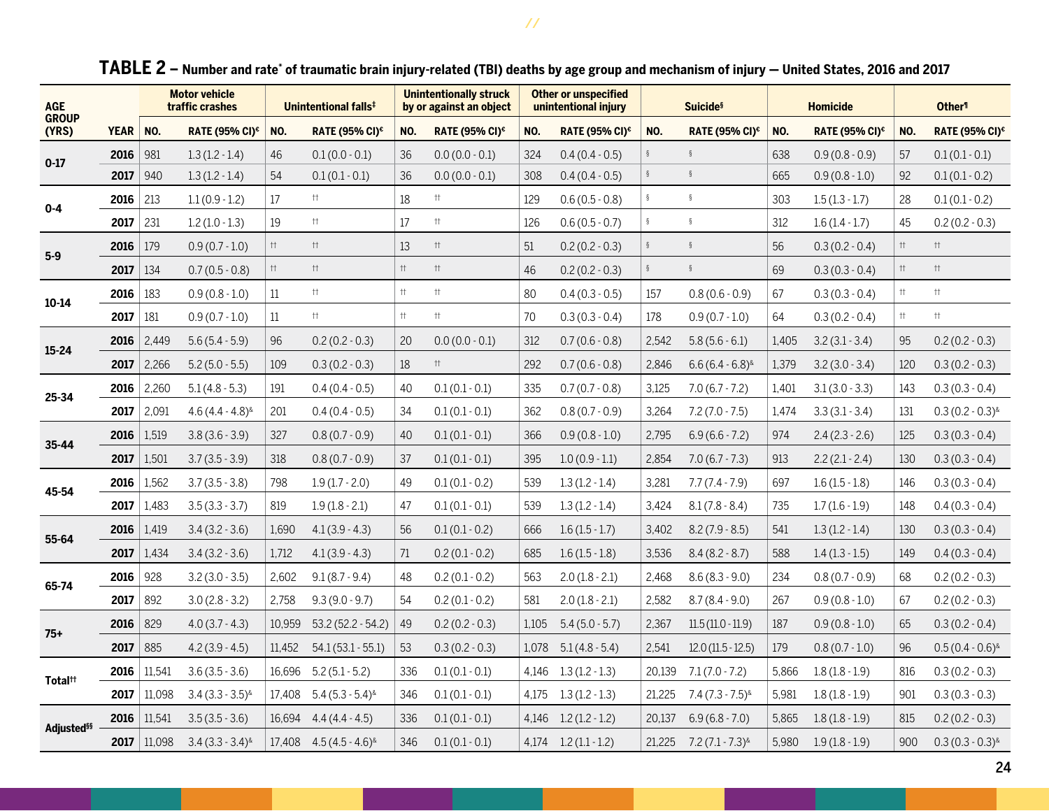**TABLE 2 – Number and rate* of traumatic brain injury-related (TBI) deaths by age group and mechanism of injury — United States, 2016 and 2017**

| AGE GROUP (YRS) | YEAR | Motor vehicle traffic crashes | | Unintentional falls‡ | | Unintentionally struck by or against an object | | Other or unspecified unintentional injury | | Suicide§ | | Homicide | | Other¶ | |
|---|---|---|---|---|---|---|---|---|---|---|---|---|---|---|---|
| | | NO. | RATE (95% CI)€ | NO. | RATE (95% CI)€ | NO. | RATE (95% CI)€ | NO. | RATE (95% CI)€ | NO. | RATE (95% CI)€ | NO. | RATE (95% CI)€ | NO. | RATE (95% CI)€ |
| 0-17 | 2016 | 981 | 1.3 (1.2 - 1.4) | 46 | 0.1 (0.0 - 0.1) | 36 | 0.0 (0.0 - 0.1) | 324 | 0.4 (0.4 - 0.5) | § | § | 638 | 0.9 (0.8 - 0.9) | 57 | 0.1 (0.1 - 0.1) |
| | 2017 | 940 | 1.3 (1.2 - 1.4) | 54 | 0.1 (0.1 - 0.1) | 36 | 0.0 (0.0 - 0.1) | 308 | 0.4 (0.4 - 0.5) | § | § | 665 | 0.9 (0.8 - 1.0) | 92 | 0.1 (0.1 - 0.2) |
| 0-4 | 2016 | 213 | 1.1 (0.9 - 1.2) | 17 | †† | 18 | †† | 129 | 0.6 (0.5 - 0.8) | § | § | 303 | 1.5 (1.3 - 1.7) | 28 | 0.1 (0.1 - 0.2) |
| | 2017 | 231 | 1.2 (1.0 - 1.3) | 19 | †† | 17 | †† | 126 | 0.6 (0.5 - 0.7) | § | § | 312 | 1.6 (1.4 - 1.7) | 45 | 0.2 (0.2 - 0.3) |
| 5-9 | 2016 | 179 | 0.9 (0.7 - 1.0) | †† | †† | 13 | †† | 51 | 0.2 (0.2 - 0.3) | § | § | 56 | 0.3 (0.2 - 0.4) | †† | †† |
| | 2017 | 134 | 0.7 (0.5 - 0.8) | †† | †† | †† | †† | 46 | 0.2 (0.2 - 0.3) | § | § | 69 | 0.3 (0.3 - 0.4) | †† | †† |
| 10-14 | 2016 | 183 | 0.9 (0.8 - 1.0) | 11 | †† | †† | †† | 80 | 0.4 (0.3 - 0.5) | 157 | 0.8 (0.6 - 0.9) | 67 | 0.3 (0.3 - 0.4) | †† | †† |
| | 2017 | 181 | 0.9 (0.7 - 1.0) | 11 | †† | †† | †† | 70 | 0.3 (0.3 - 0.4) | 178 | 0.9 (0.7 - 1.0) | 64 | 0.3 (0.2 - 0.4) | †† | †† |
| 15-24 | 2016 | 2,449 | 5.6 (5.4 - 5.9) | 96 | 0.2 (0.2 - 0.3) | 20 | 0.0 (0.0 - 0.1) | 312 | 0.7 (0.6 - 0.8) | 2,542 | 5.8 (5.6 - 6.1) | 1,405 | 3.2 (3.1 - 3.4) | 95 | 0.2 (0.2 - 0.3) |
| | 2017 | 2,266 | 5.2 (5.0 - 5.5) | 109 | 0.3 (0.2 - 0.3) | 18 | †† | 292 | 0.7 (0.6 - 0.8) | 2,846 | 6.6 (6.4 - 6.8)& | 1,379 | 3.2 (3.0 - 3.4) | 120 | 0.3 (0.2 - 0.3) |
| 25-34 | 2016 | 2,260 | 5.1 (4.8 - 5.3) | 191 | 0.4 (0.4 - 0.5) | 40 | 0.1 (0.1 - 0.1) | 335 | 0.7 (0.7 - 0.8) | 3,125 | 7.0 (6.7 - 7.2) | 1,401 | 3.1 (3.0 - 3.3) | 143 | 0.3 (0.3 - 0.4) |
| | 2017 | 2,091 | 4.6 (4.4 - 4.8)& | 201 | 0.4 (0.4 - 0.5) | 34 | 0.1 (0.1 - 0.1) | 362 | 0.8 (0.7 - 0.9) | 3,264 | 7.2 (7.0 - 7.5) | 1,474 | 3.3 (3.1 - 3.4) | 131 | 0.3 (0.2 - 0.3)& |
| 35-44 | 2016 | 1,519 | 3.8 (3.6 - 3.9) | 327 | 0.8 (0.7 - 0.9) | 40 | 0.1 (0.1 - 0.1) | 366 | 0.9 (0.8 - 1.0) | 2,795 | 6.9 (6.6 - 7.2) | 974 | 2.4 (2.3 - 2.6) | 125 | 0.3 (0.3 - 0.4) |
| | 2017 | 1,501 | 3.7 (3.5 - 3.9) | 318 | 0.8 (0.7 - 0.9) | 37 | 0.1 (0.1 - 0.1) | 395 | 1.0 (0.9 - 1.1) | 2,854 | 7.0 (6.7 - 7.3) | 913 | 2.2 (2.1 - 2.4) | 130 | 0.3 (0.3 - 0.4) |
| 45-54 | 2016 | 1,562 | 3.7 (3.5 - 3.8) | 798 | 1.9 (1.7 - 2.0) | 49 | 0.1 (0.1 - 0.2) | 539 | 1.3 (1.2 - 1.4) | 3,281 | 7.7 (7.4 - 7.9) | 697 | 1.6 (1.5 - 1.8) | 146 | 0.3 (0.3 - 0.4) |
| | 2017 | 1,483 | 3.5 (3.3 - 3.7) | 819 | 1.9 (1.8 - 2.1) | 47 | 0.1 (0.1 - 0.1) | 539 | 1.3 (1.2 - 1.4) | 3,424 | 8.1 (7.8 - 8.4) | 735 | 1.7 (1.6 - 1.9) | 148 | 0.4 (0.3 - 0.4) |
| 55-64 | 2016 | 1,419 | 3.4 (3.2 - 3.6) | 1,690 | 4.1 (3.9 - 4.3) | 56 | 0.1 (0.1 - 0.2) | 666 | 1.6 (1.5 - 1.7) | 3,402 | 8.2 (7.9 - 8.5) | 541 | 1.3 (1.2 - 1.4) | 130 | 0.3 (0.3 - 0.4) |
| | 2017 | 1,434 | 3.4 (3.2 - 3.6) | 1,712 | 4.1 (3.9 - 4.3) | 71 | 0.2 (0.1 - 0.2) | 685 | 1.6 (1.5 - 1.8) | 3,536 | 8.4 (8.2 - 8.7) | 588 | 1.4 (1.3 - 1.5) | 149 | 0.4 (0.3 - 0.4) |
| 65-74 | 2016 | 928 | 3.2 (3.0 - 3.5) | 2,602 | 9.1 (8.7 - 9.4) | 48 | 0.2 (0.1 - 0.2) | 563 | 2.0 (1.8 - 2.1) | 2,468 | 8.6 (8.3 - 9.0) | 234 | 0.8 (0.7 - 0.9) | 68 | 0.2 (0.2 - 0.3) |
| | 2017 | 892 | 3.0 (2.8 - 3.2) | 2,758 | 9.3 (9.0 - 9.7) | 54 | 0.2 (0.1 - 0.2) | 581 | 2.0 (1.8 - 2.1) | 2,582 | 8.7 (8.4 - 9.0) | 267 | 0.9 (0.8 - 1.0) | 67 | 0.2 (0.2 - 0.3) |
| 75+ | 2016 | 829 | 4.0 (3.7 - 4.3) | 10,959 | 53.2 (52.2 - 54.2) | 49 | 0.2 (0.2 - 0.3) | 1,105 | 5.4 (5.0 - 5.7) | 2,367 | 11.5 (11.0 - 11.9) | 187 | 0.9 (0.8 - 1.0) | 65 | 0.3 (0.2 - 0.4) |
| | 2017 | 885 | 4.2 (3.9 - 4.5) | 11,452 | 54.1 (53.1 - 55.1) | 53 | 0.3 (0.2 - 0.3) | 1,078 | 5.1 (4.8 - 5.4) | 2,541 | 12.0 (11.5 - 12.5) | 179 | 0.8 (0.7 - 1.0) | 96 | 0.5 (0.4 - 0.6)& |
| Total†† | 2016 | 11,541 | 3.6 (3.5 - 3.6) | 16,696 | 5.2 (5.1 - 5.2) | 336 | 0.1 (0.1 - 0.1) | 4,146 | 1.3 (1.2 - 1.3) | 20,139 | 7.1 (7.0 - 7.2) | 5,866 | 1.8 (1.8 - 1.9) | 816 | 0.3 (0.2 - 0.3) |
| | 2017 | 11,098 | 3.4 (3.3 - 3.5)& | 17,408 | 5.4 (5.3 - 5.4)& | 346 | 0.1 (0.1 - 0.1) | 4,175 | 1.3 (1.2 - 1.3) | 21,225 | 7.4 (7.3 - 7.5)& | 5,981 | 1.8 (1.8 - 1.9) | 901 | 0.3 (0.3 - 0.3) |
| Adjusted§§ | 2016 | 11,541 | 3.5 (3.5 - 3.6) | 16,694 | 4.4 (4.4 - 4.5) | 336 | 0.1 (0.1 - 0.1) | 4,146 | 1.2 (1.2 - 1.2) | 20,137 | 6.9 (6.8 - 7.0) | 5,865 | 1.8 (1.8 - 1.9) | 815 | 0.2 (0.2 - 0.3) |
| | 2017 | 11,098 | 3.4 (3.3 - 3.4)& | 17,408 | 4.5 (4.5 - 4.6)& | 346 | 0.1 (0.1 - 0.1) | 4,174 | 1.2 (1.1 - 1.2) | 21,225 | 7.2 (7.1 - 7.3)& | 5,980 | 1.9 (1.8 - 1.9) | 900 | 0.3 (0.3 - 0.3)& |